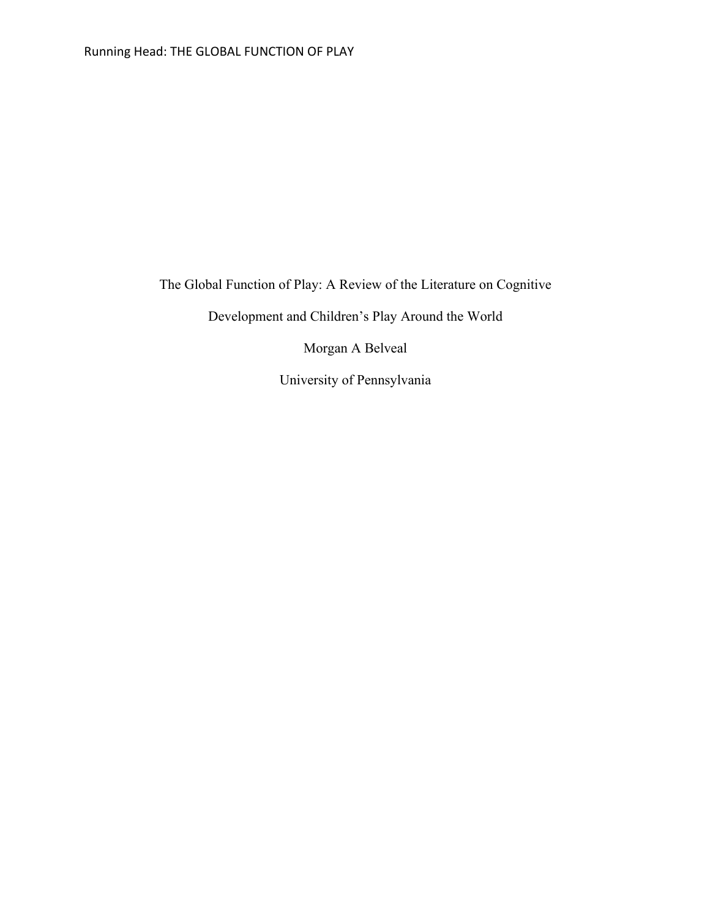# The Global Function of Play: A Review of the Literature on Cognitive Development and Children's Play Around the World

Morgan A Belveal

University of Pennsylvania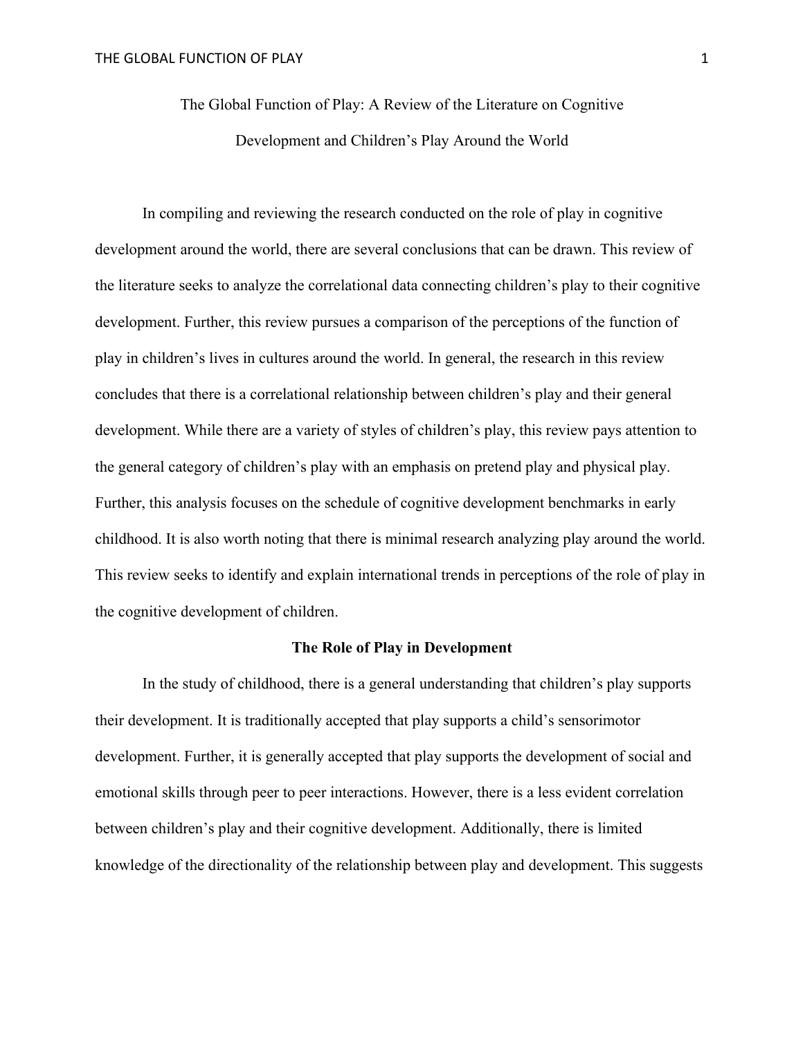The Global Function of Play: A Review of the Literature on Cognitive Development and Children's Play Around the World

In compiling and reviewing the research conducted on the role of play in cognitive development around the world, there are several conclusions that can be drawn. This review of the literature seeks to analyze the correlational data connecting children's play to their cognitive development. Further, this review pursues a comparison of the perceptions of the function of play in children's lives in cultures around the world. In general, the research in this review concludes that there is a correlational relationship between children's play and their general development. While there are a variety of styles of children's play, this review pays attention to the general category of children's play with an emphasis on pretend play and physical play. Further, this analysis focuses on the schedule of cognitive development benchmarks in early childhood. It is also worth noting that there is minimal research analyzing play around the world. This review seeks to identify and explain international trends in perceptions of the role of play in the cognitive development of children.

## The Role of Play in Development

In the study of childhood, there is a general understanding that children's play supports their development. It is traditionally accepted that play supports a child's sensorimotor development. Further, it is generally accepted that play supports the development of social and emotional skills through peer to peer interactions. However, there is a less evident correlation between children's play and their cognitive development. Additionally, there is limited knowledge of the directionality of the relationship between play and development. This suggests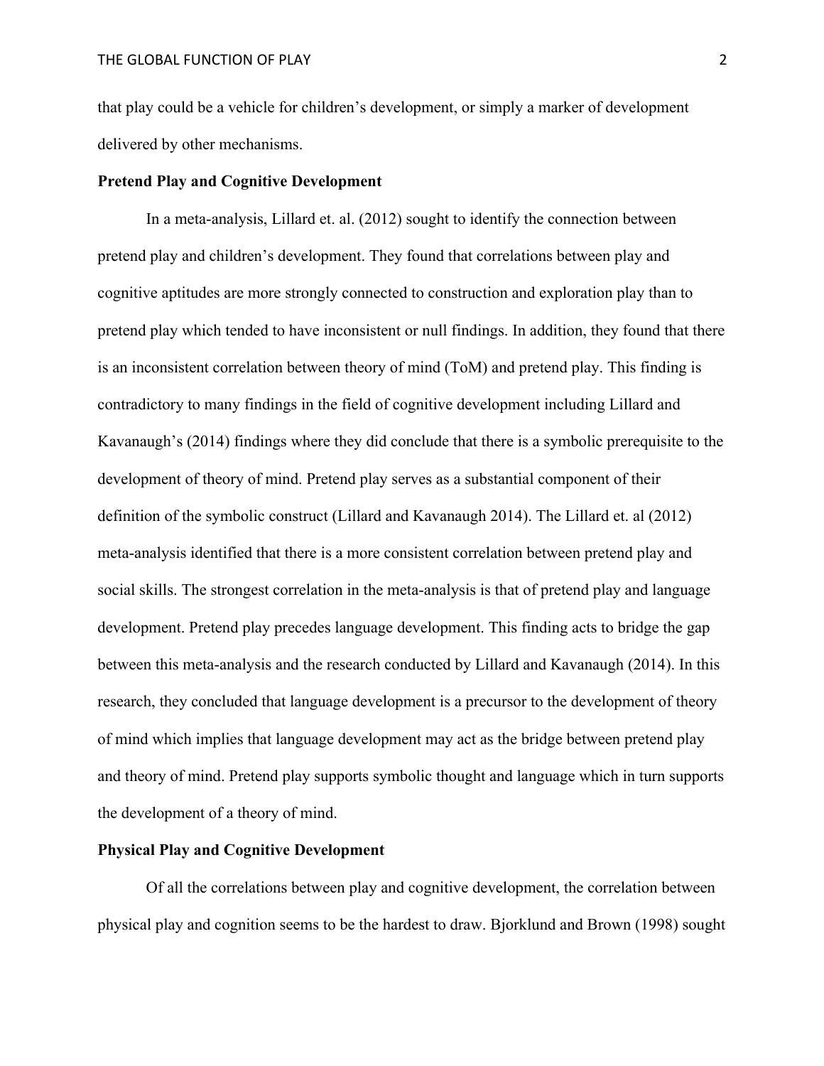that play could be a vehicle for children's development, or simply a marker of development delivered by other mechanisms.

**Pretend Play and Cognitive Development**

In a meta-analysis, Lillard et. al. (2012) sought to identify the connection between pretend play and children's development. They found that correlations between play and cognitive aptitudes are more strongly connected to construction and exploration play than to pretend play which tended to have inconsistent or null findings. In addition, they found that there is an inconsistent correlation between theory of mind (ToM) and pretend play. This finding is contradictory to many findings in the field of cognitive development including Lillard and Kavanaugh's (2014) findings where they did conclude that there is a symbolic prerequisite to the development of theory of mind. Pretend play serves as a substantial component of their definition of the symbolic construct (Lillard and Kavanaugh 2014). The Lillard et. al (2012) meta-analysis identified that there is a more consistent correlation between pretend play and social skills. The strongest correlation in the meta-analysis is that of pretend play and language development. Pretend play precedes language development. This finding acts to bridge the gap between this meta-analysis and the research conducted by Lillard and Kavanaugh (2014). In this research, they concluded that language development is a precursor to the development of theory of mind which implies that language development may act as the bridge between pretend play and theory of mind. Pretend play supports symbolic thought and language which in turn supports the development of a theory of mind.

**Physical Play and Cognitive Development**

Of all the correlations between play and cognitive development, the correlation between physical play and cognition seems to be the hardest to draw. Bjorklund and Brown (1998) sought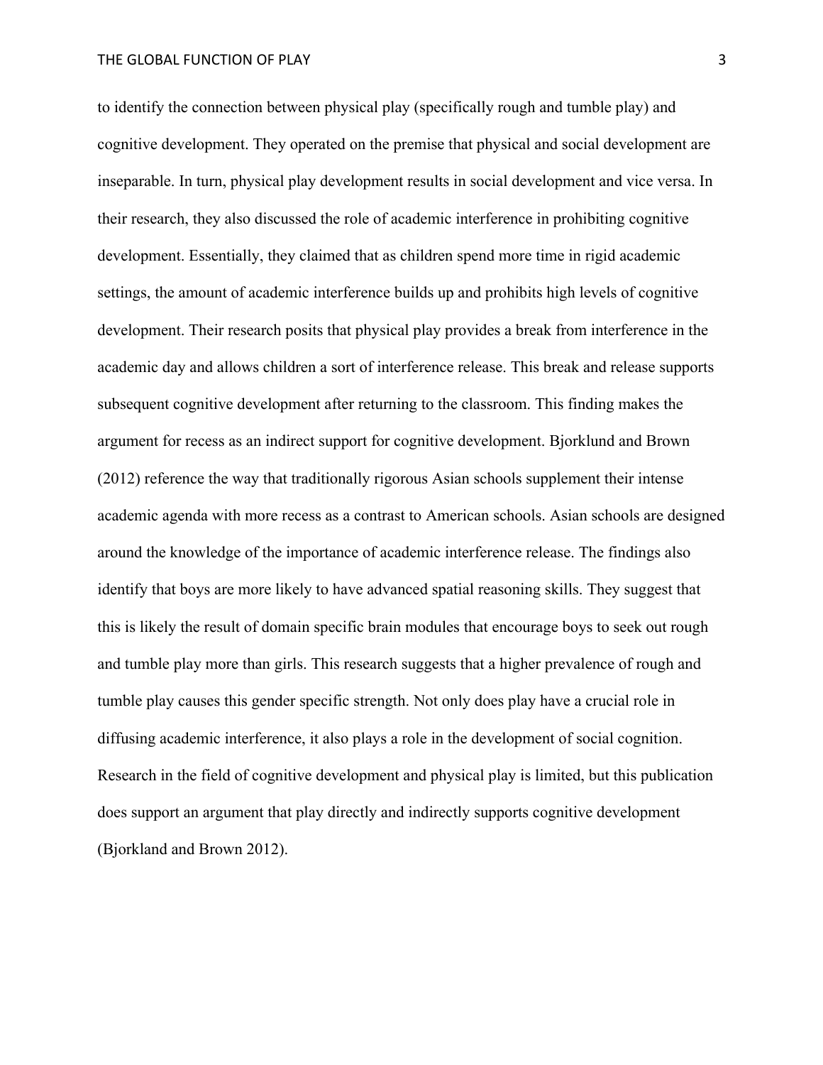to identify the connection between physical play (specifically rough and tumble play) and cognitive development. They operated on the premise that physical and social development are inseparable. In turn, physical play development results in social development and vice versa. In their research, they also discussed the role of academic interference in prohibiting cognitive development. Essentially, they claimed that as children spend more time in rigid academic settings, the amount of academic interference builds up and prohibits high levels of cognitive development. Their research posits that physical play provides a break from interference in the academic day and allows children a sort of interference release. This break and release supports subsequent cognitive development after returning to the classroom. This finding makes the argument for recess as an indirect support for cognitive development. Bjorklund and Brown (2012) reference the way that traditionally rigorous Asian schools supplement their intense academic agenda with more recess as a contrast to American schools. Asian schools are designed around the knowledge of the importance of academic interference release. The findings also identify that boys are more likely to have advanced spatial reasoning skills. They suggest that this is likely the result of domain specific brain modules that encourage boys to seek out rough and tumble play more than girls. This research suggests that a higher prevalence of rough and tumble play causes this gender specific strength. Not only does play have a crucial role in diffusing academic interference, it also plays a role in the development of social cognition. Research in the field of cognitive development and physical play is limited, but this publication does support an argument that play directly and indirectly supports cognitive development (Bjorkland and Brown 2012).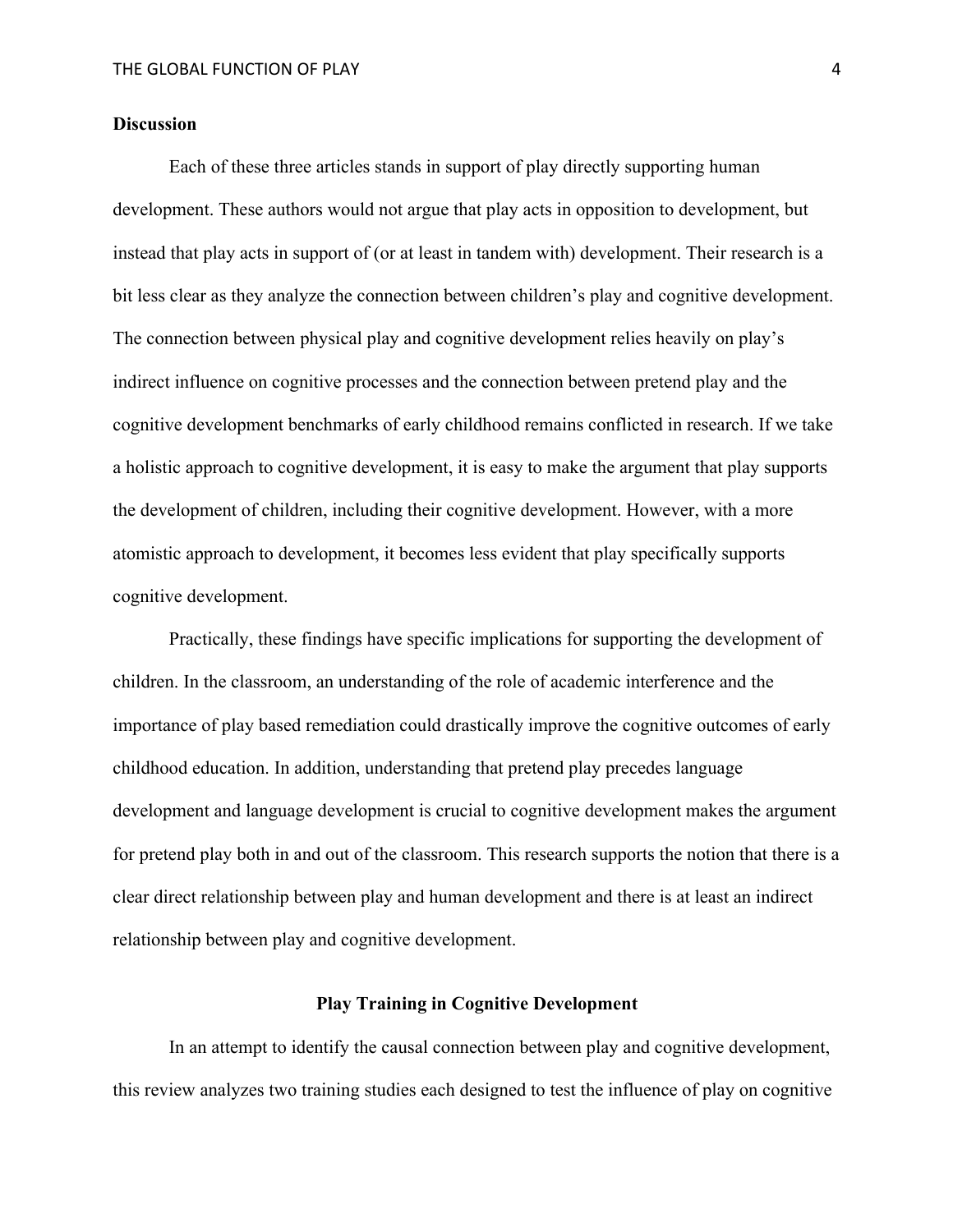**Discussion**

Each of these three articles stands in support of play directly supporting human development. These authors would not argue that play acts in opposition to development, but instead that play acts in support of (or at least in tandem with) development. Their research is a bit less clear as they analyze the connection between children's play and cognitive development. The connection between physical play and cognitive development relies heavily on play's indirect influence on cognitive processes and the connection between pretend play and the cognitive development benchmarks of early childhood remains conflicted in research. If we take a holistic approach to cognitive development, it is easy to make the argument that play supports the development of children, including their cognitive development. However, with a more atomistic approach to development, it becomes less evident that play specifically supports cognitive development.

Practically, these findings have specific implications for supporting the development of children. In the classroom, an understanding of the role of academic interference and the importance of play based remediation could drastically improve the cognitive outcomes of early childhood education. In addition, understanding that pretend play precedes language development and language development is crucial to cognitive development makes the argument for pretend play both in and out of the classroom. This research supports the notion that there is a clear direct relationship between play and human development and there is at least an indirect relationship between play and cognitive development.

## Play Training in Cognitive Development

In an attempt to identify the causal connection between play and cognitive development, this review analyzes two training studies each designed to test the influence of play on cognitive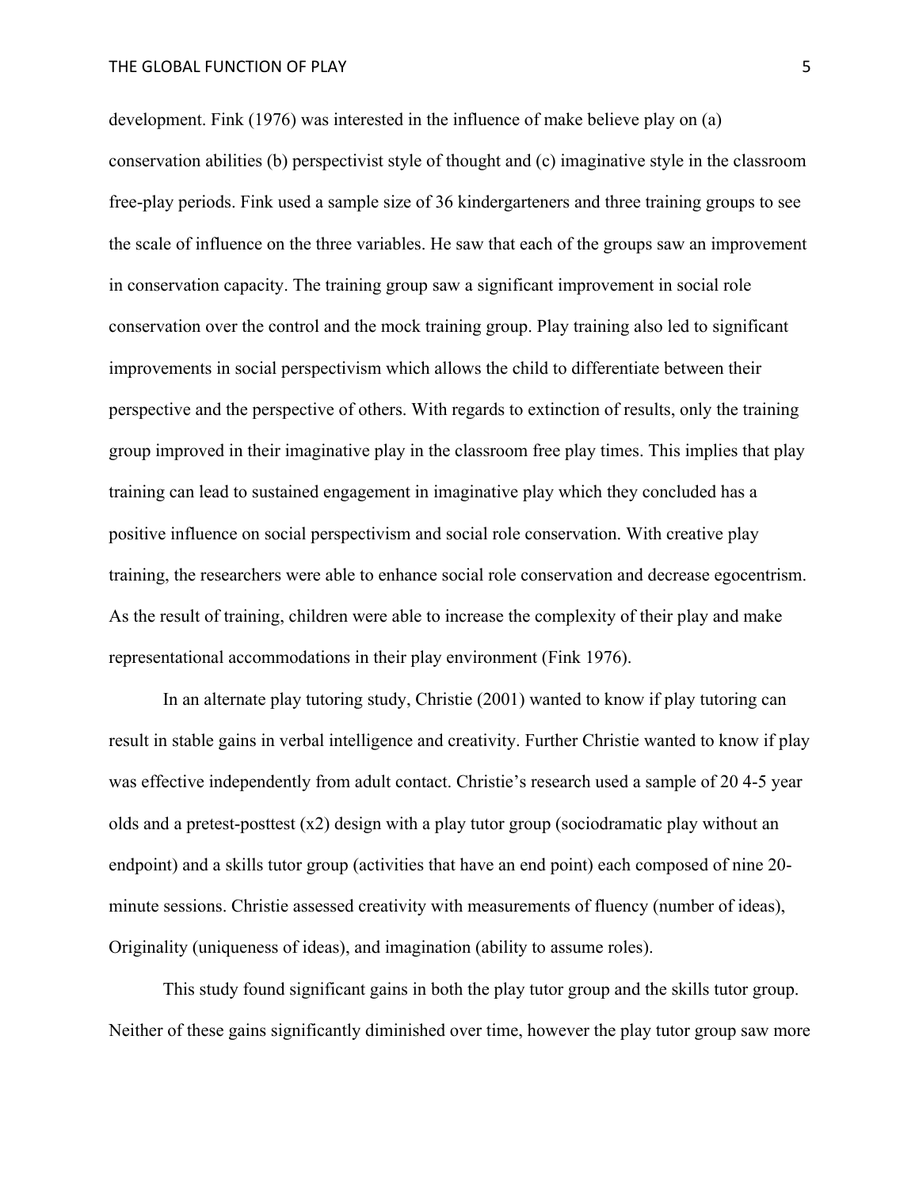development. Fink (1976) was interested in the influence of make believe play on (a) conservation abilities (b) perspectivist style of thought and (c) imaginative style in the classroom free-play periods. Fink used a sample size of 36 kindergarteners and three training groups to see the scale of influence on the three variables. He saw that each of the groups saw an improvement in conservation capacity. The training group saw a significant improvement in social role conservation over the control and the mock training group. Play training also led to significant improvements in social perspectivism which allows the child to differentiate between their perspective and the perspective of others. With regards to extinction of results, only the training group improved in their imaginative play in the classroom free play times. This implies that play training can lead to sustained engagement in imaginative play which they concluded has a positive influence on social perspectivism and social role conservation. With creative play training, the researchers were able to enhance social role conservation and decrease egocentrism. As the result of training, children were able to increase the complexity of their play and make representational accommodations in their play environment (Fink 1976).

In an alternate play tutoring study, Christie (2001) wanted to know if play tutoring can result in stable gains in verbal intelligence and creativity. Further Christie wanted to know if play was effective independently from adult contact. Christie's research used a sample of 20 4-5 year olds and a pretest-posttest (x2) design with a play tutor group (sociodramatic play without an endpoint) and a skills tutor group (activities that have an end point) each composed of nine 20-minute sessions. Christie assessed creativity with measurements of fluency (number of ideas), Originality (uniqueness of ideas), and imagination (ability to assume roles).

This study found significant gains in both the play tutor group and the skills tutor group. Neither of these gains significantly diminished over time, however the play tutor group saw more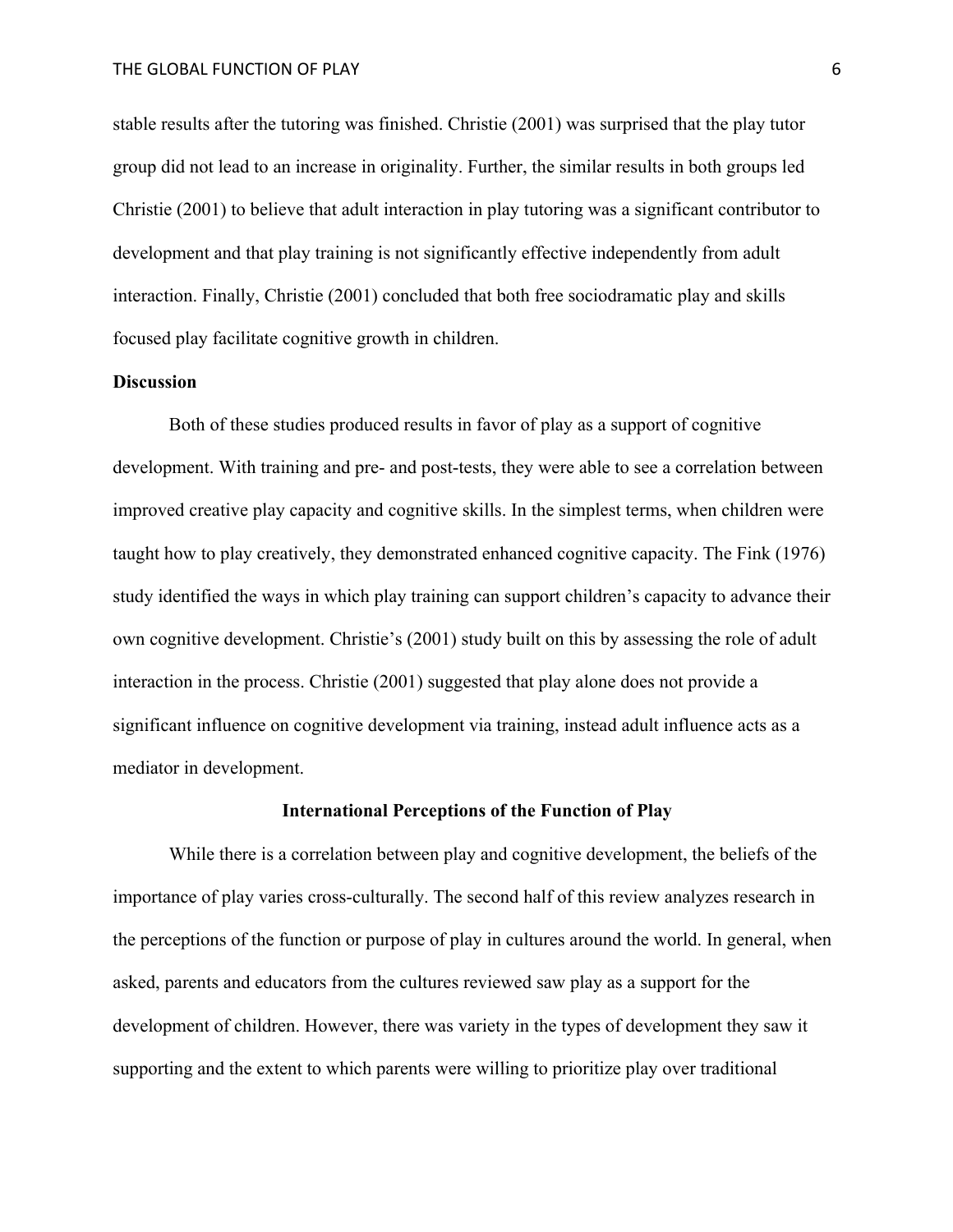stable results after the tutoring was finished. Christie (2001) was surprised that the play tutor group did not lead to an increase in originality. Further, the similar results in both groups led Christie (2001) to believe that adult interaction in play tutoring was a significant contributor to development and that play training is not significantly effective independently from adult interaction. Finally, Christie (2001) concluded that both free sociodramatic play and skills focused play facilitate cognitive growth in children.

**Discussion**

Both of these studies produced results in favor of play as a support of cognitive development. With training and pre- and post-tests, they were able to see a correlation between improved creative play capacity and cognitive skills. In the simplest terms, when children were taught how to play creatively, they demonstrated enhanced cognitive capacity. The Fink (1976) study identified the ways in which play training can support children's capacity to advance their own cognitive development. Christie's (2001) study built on this by assessing the role of adult interaction in the process. Christie (2001) suggested that play alone does not provide a significant influence on cognitive development via training, instead adult influence acts as a mediator in development.

## International Perceptions of the Function of Play

While there is a correlation between play and cognitive development, the beliefs of the importance of play varies cross-culturally. The second half of this review analyzes research in the perceptions of the function or purpose of play in cultures around the world. In general, when asked, parents and educators from the cultures reviewed saw play as a support for the development of children. However, there was variety in the types of development they saw it supporting and the extent to which parents were willing to prioritize play over traditional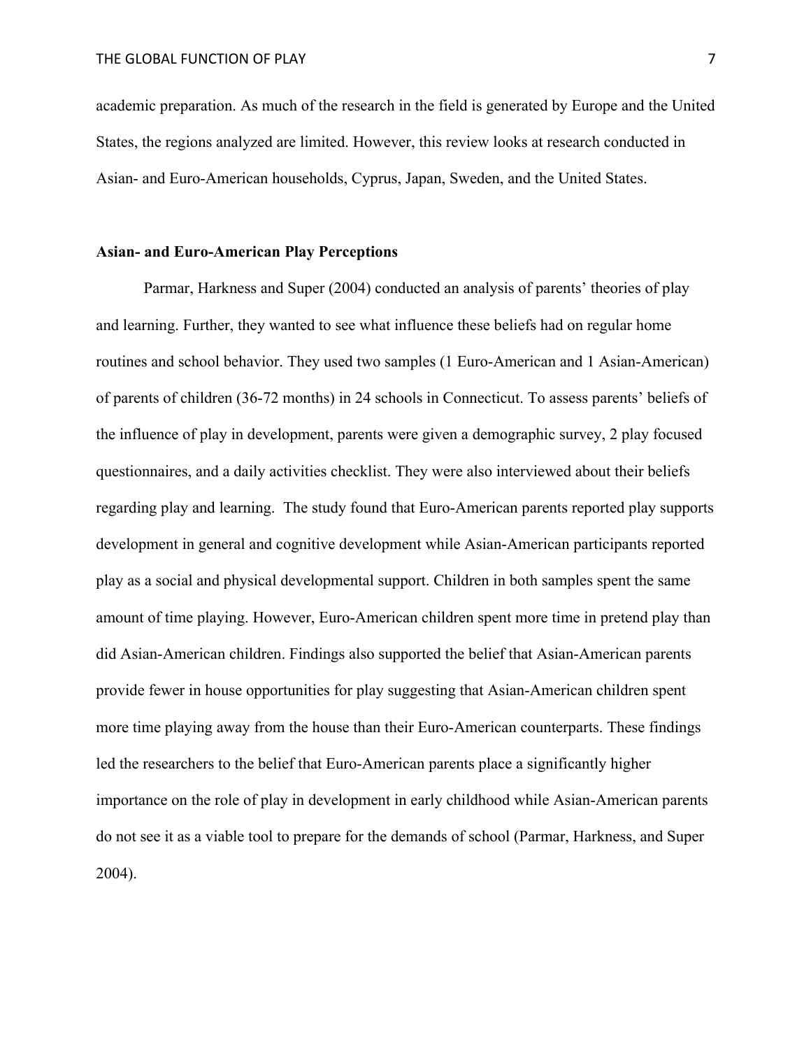academic preparation. As much of the research in the field is generated by Europe and the United States, the regions analyzed are limited. However, this review looks at research conducted in Asian- and Euro-American households, Cyprus, Japan, Sweden, and the United States.

**Asian- and Euro-American Play Perceptions**

Parmar, Harkness and Super (2004) conducted an analysis of parents' theories of play and learning. Further, they wanted to see what influence these beliefs had on regular home routines and school behavior. They used two samples (1 Euro-American and 1 Asian-American) of parents of children (36-72 months) in 24 schools in Connecticut. To assess parents' beliefs of the influence of play in development, parents were given a demographic survey, 2 play focused questionnaires, and a daily activities checklist. They were also interviewed about their beliefs regarding play and learning. The study found that Euro-American parents reported play supports development in general and cognitive development while Asian-American participants reported play as a social and physical developmental support. Children in both samples spent the same amount of time playing. However, Euro-American children spent more time in pretend play than did Asian-American children. Findings also supported the belief that Asian-American parents provide fewer in house opportunities for play suggesting that Asian-American children spent more time playing away from the house than their Euro-American counterparts. These findings led the researchers to the belief that Euro-American parents place a significantly higher importance on the role of play in development in early childhood while Asian-American parents do not see it as a viable tool to prepare for the demands of school (Parmar, Harkness, and Super 2004).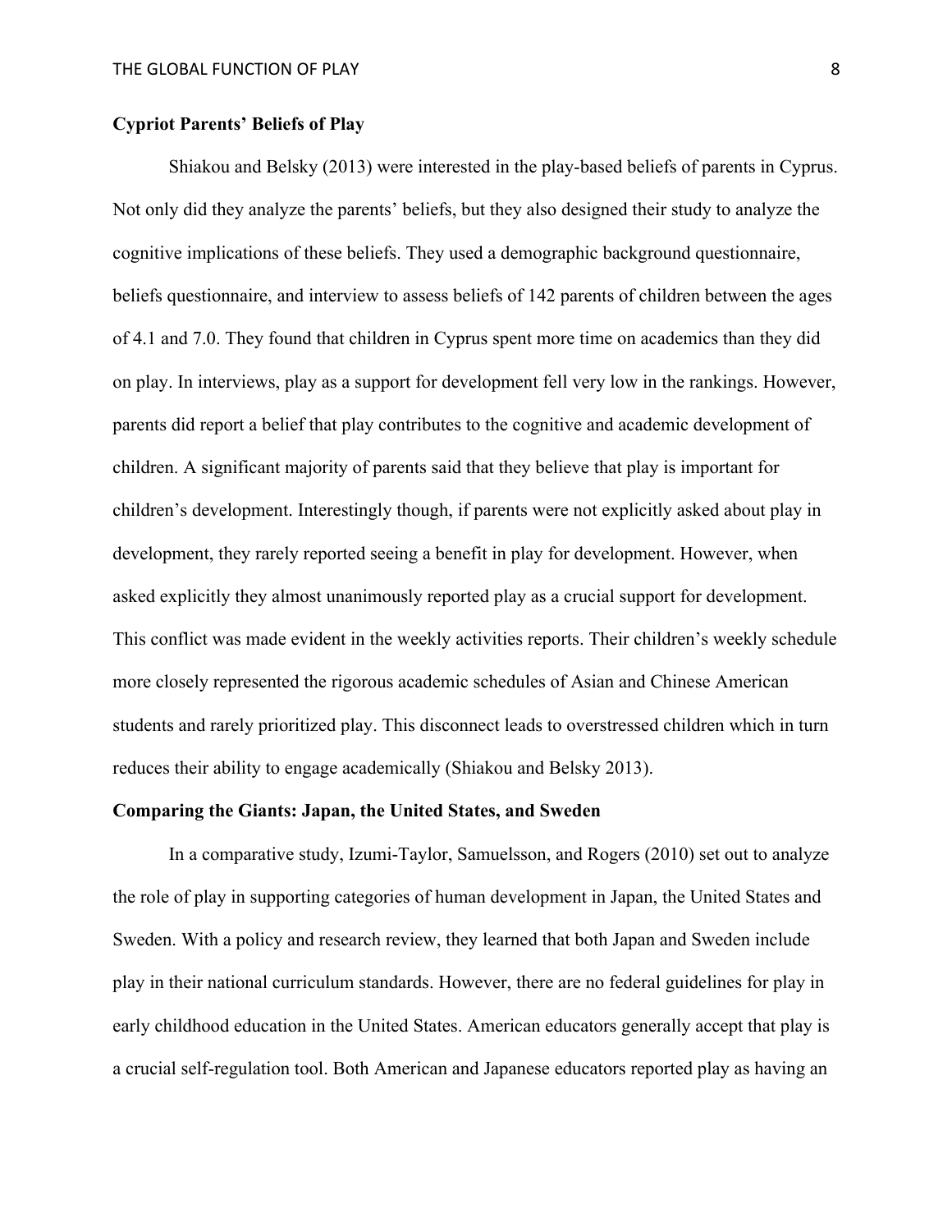**Cypriot Parents' Beliefs of Play**

Shiakou and Belsky (2013) were interested in the play-based beliefs of parents in Cyprus. Not only did they analyze the parents' beliefs, but they also designed their study to analyze the cognitive implications of these beliefs. They used a demographic background questionnaire, beliefs questionnaire, and interview to assess beliefs of 142 parents of children between the ages of 4.1 and 7.0. They found that children in Cyprus spent more time on academics than they did on play. In interviews, play as a support for development fell very low in the rankings. However, parents did report a belief that play contributes to the cognitive and academic development of children. A significant majority of parents said that they believe that play is important for children's development. Interestingly though, if parents were not explicitly asked about play in development, they rarely reported seeing a benefit in play for development. However, when asked explicitly they almost unanimously reported play as a crucial support for development. This conflict was made evident in the weekly activities reports. Their children's weekly schedule more closely represented the rigorous academic schedules of Asian and Chinese American students and rarely prioritized play. This disconnect leads to overstressed children which in turn reduces their ability to engage academically (Shiakou and Belsky 2013).

**Comparing the Giants: Japan, the United States, and Sweden**

In a comparative study, Izumi-Taylor, Samuelsson, and Rogers (2010) set out to analyze the role of play in supporting categories of human development in Japan, the United States and Sweden. With a policy and research review, they learned that both Japan and Sweden include play in their national curriculum standards. However, there are no federal guidelines for play in early childhood education in the United States. American educators generally accept that play is a crucial self-regulation tool. Both American and Japanese educators reported play as having an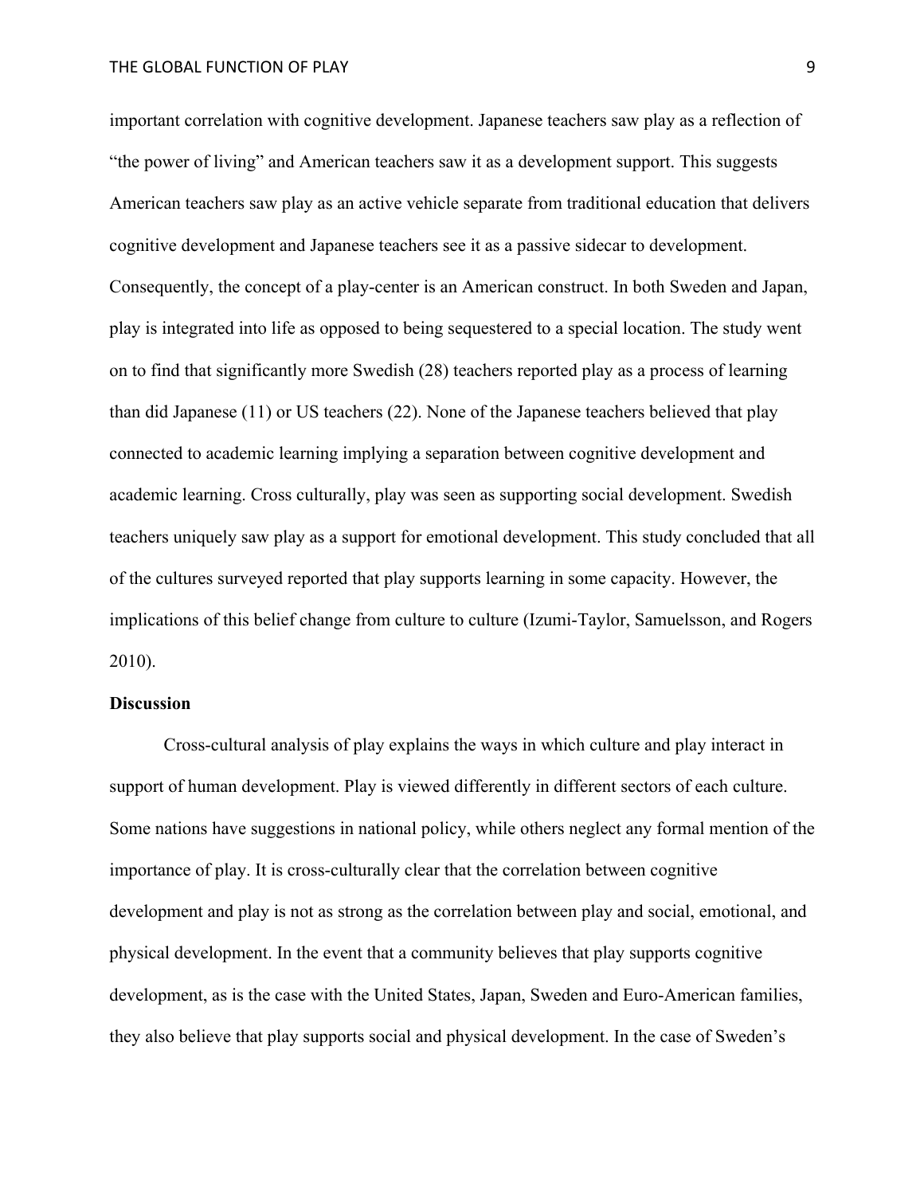important correlation with cognitive development. Japanese teachers saw play as a reflection of "the power of living" and American teachers saw it as a development support. This suggests American teachers saw play as an active vehicle separate from traditional education that delivers cognitive development and Japanese teachers see it as a passive sidecar to development. Consequently, the concept of a play-center is an American construct. In both Sweden and Japan, play is integrated into life as opposed to being sequestered to a special location. The study went on to find that significantly more Swedish (28) teachers reported play as a process of learning than did Japanese (11) or US teachers (22). None of the Japanese teachers believed that play connected to academic learning implying a separation between cognitive development and academic learning. Cross culturally, play was seen as supporting social development. Swedish teachers uniquely saw play as a support for emotional development. This study concluded that all of the cultures surveyed reported that play supports learning in some capacity. However, the implications of this belief change from culture to culture (Izumi-Taylor, Samuelsson, and Rogers 2010).

**Discussion**

Cross-cultural analysis of play explains the ways in which culture and play interact in support of human development. Play is viewed differently in different sectors of each culture. Some nations have suggestions in national policy, while others neglect any formal mention of the importance of play. It is cross-culturally clear that the correlation between cognitive development and play is not as strong as the correlation between play and social, emotional, and physical development. In the event that a community believes that play supports cognitive development, as is the case with the United States, Japan, Sweden and Euro-American families, they also believe that play supports social and physical development. In the case of Sweden's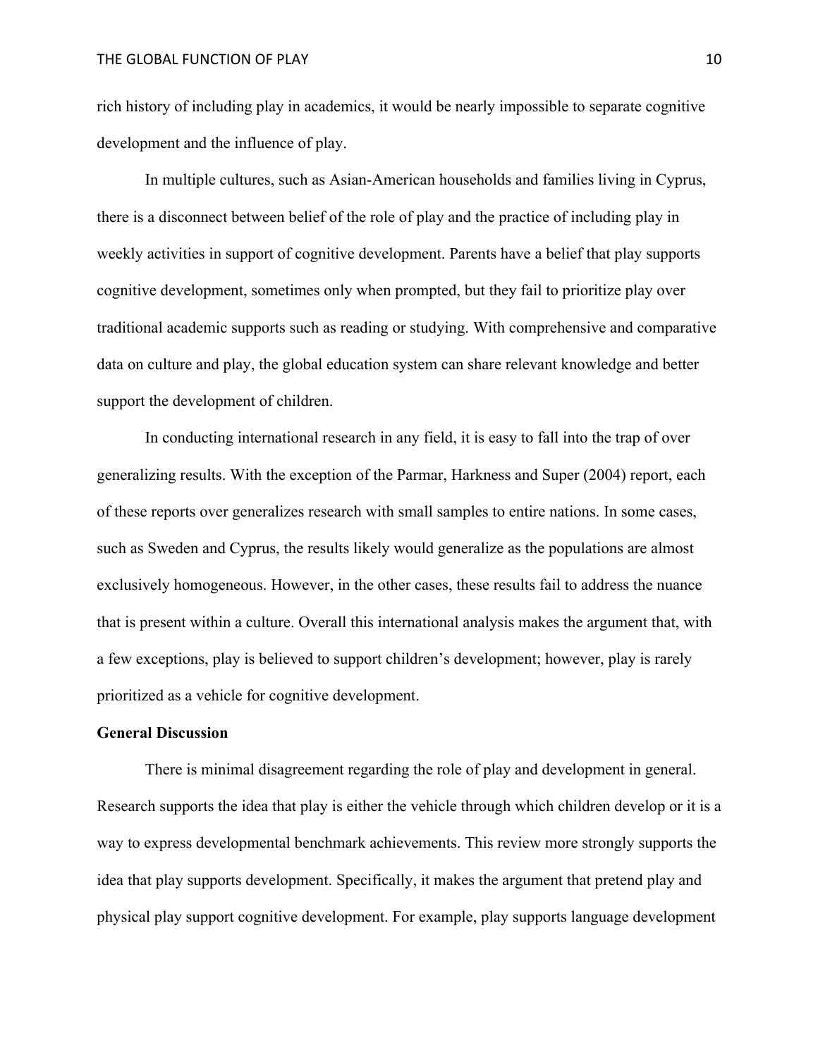rich history of including play in academics, it would be nearly impossible to separate cognitive development and the influence of play.

In multiple cultures, such as Asian-American households and families living in Cyprus, there is a disconnect between belief of the role of play and the practice of including play in weekly activities in support of cognitive development. Parents have a belief that play supports cognitive development, sometimes only when prompted, but they fail to prioritize play over traditional academic supports such as reading or studying. With comprehensive and comparative data on culture and play, the global education system can share relevant knowledge and better support the development of children.

In conducting international research in any field, it is easy to fall into the trap of over generalizing results. With the exception of the Parmar, Harkness and Super (2004) report, each of these reports over generalizes research with small samples to entire nations. In some cases, such as Sweden and Cyprus, the results likely would generalize as the populations are almost exclusively homogeneous. However, in the other cases, these results fail to address the nuance that is present within a culture. Overall this international analysis makes the argument that, with a few exceptions, play is believed to support children's development; however, play is rarely prioritized as a vehicle for cognitive development.

**General Discussion**

There is minimal disagreement regarding the role of play and development in general. Research supports the idea that play is either the vehicle through which children develop or it is a way to express developmental benchmark achievements. This review more strongly supports the idea that play supports development. Specifically, it makes the argument that pretend play and physical play support cognitive development. For example, play supports language development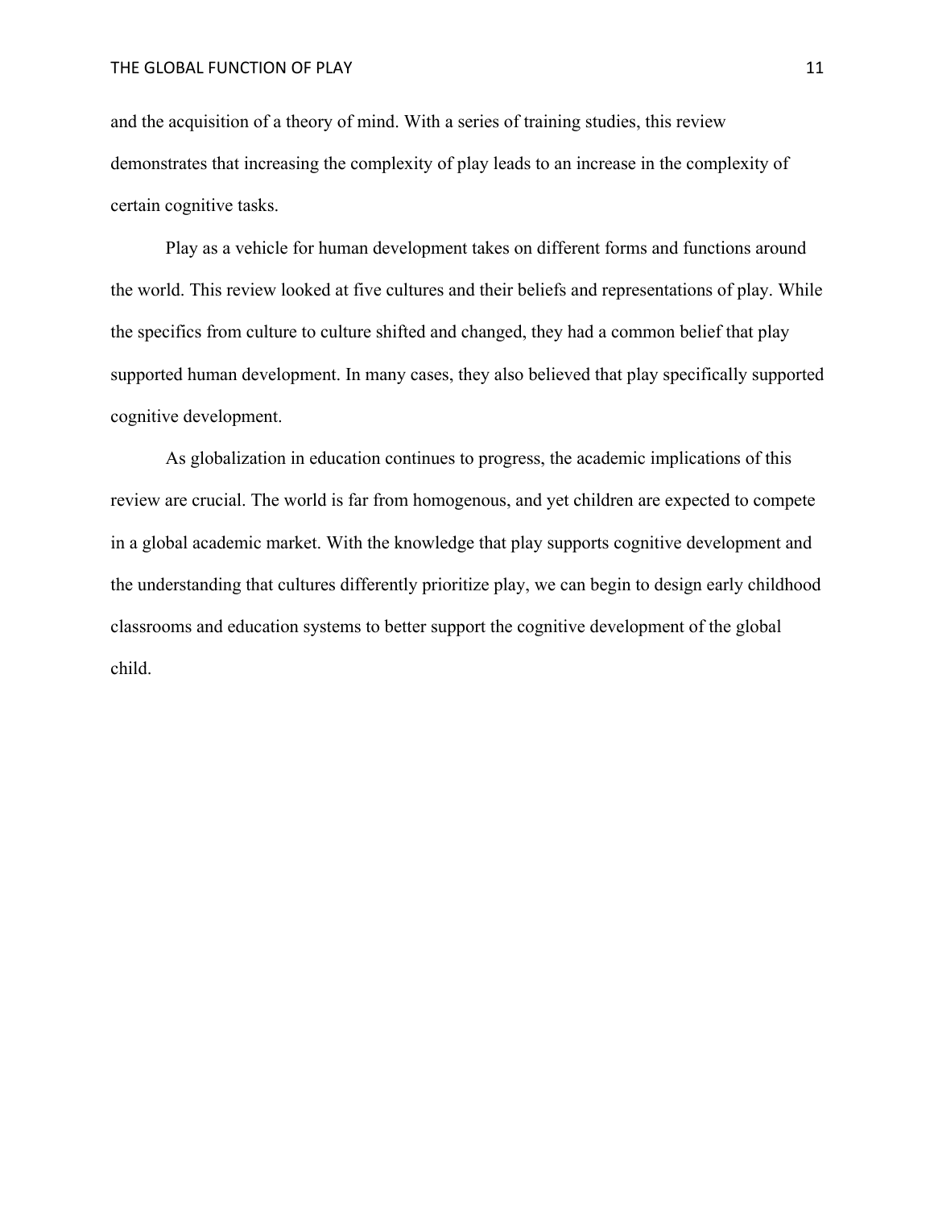and the acquisition of a theory of mind. With a series of training studies, this review demonstrates that increasing the complexity of play leads to an increase in the complexity of certain cognitive tasks.

Play as a vehicle for human development takes on different forms and functions around the world. This review looked at five cultures and their beliefs and representations of play. While the specifics from culture to culture shifted and changed, they had a common belief that play supported human development. In many cases, they also believed that play specifically supported cognitive development.

As globalization in education continues to progress, the academic implications of this review are crucial. The world is far from homogenous, and yet children are expected to compete in a global academic market. With the knowledge that play supports cognitive development and the understanding that cultures differently prioritize play, we can begin to design early childhood classrooms and education systems to better support the cognitive development of the global child.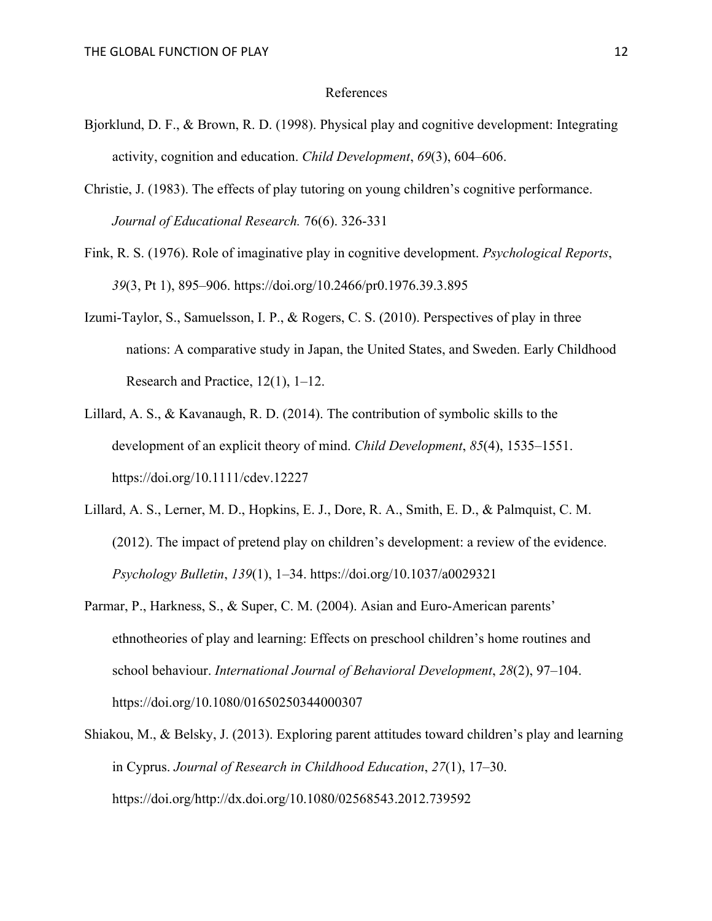# References

Bjorklund, D. F., & Brown, R. D. (1998). Physical play and cognitive development: Integrating activity, cognition and education. *Child Development*, *69*(3), 604–606.

Christie, J. (1983). The effects of play tutoring on young children's cognitive performance. *Journal of Educational Research.* 76(6). 326-331

Fink, R. S. (1976). Role of imaginative play in cognitive development. *Psychological Reports*, *39*(3, Pt 1), 895–906. https://doi.org/10.2466/pr0.1976.39.3.895

Izumi-Taylor, S., Samuelsson, I. P., & Rogers, C. S. (2010). Perspectives of play in three nations: A comparative study in Japan, the United States, and Sweden. Early Childhood Research and Practice, 12(1), 1–12.

Lillard, A. S., & Kavanaugh, R. D. (2014). The contribution of symbolic skills to the development of an explicit theory of mind. *Child Development*, *85*(4), 1535–1551. https://doi.org/10.1111/cdev.12227

Lillard, A. S., Lerner, M. D., Hopkins, E. J., Dore, R. A., Smith, E. D., & Palmquist, C. M. (2012). The impact of pretend play on children's development: a review of the evidence. *Psychology Bulletin*, *139*(1), 1–34. https://doi.org/10.1037/a0029321

Parmar, P., Harkness, S., & Super, C. M. (2004). Asian and Euro-American parents' ethnotheories of play and learning: Effects on preschool children's home routines and school behaviour. *International Journal of Behavioral Development*, *28*(2), 97–104. https://doi.org/10.1080/01650250344000307

Shiakou, M., & Belsky, J. (2013). Exploring parent attitudes toward children's play and learning in Cyprus. *Journal of Research in Childhood Education*, *27*(1), 17–30. https://doi.org/http://dx.doi.org/10.1080/02568543.2012.739592